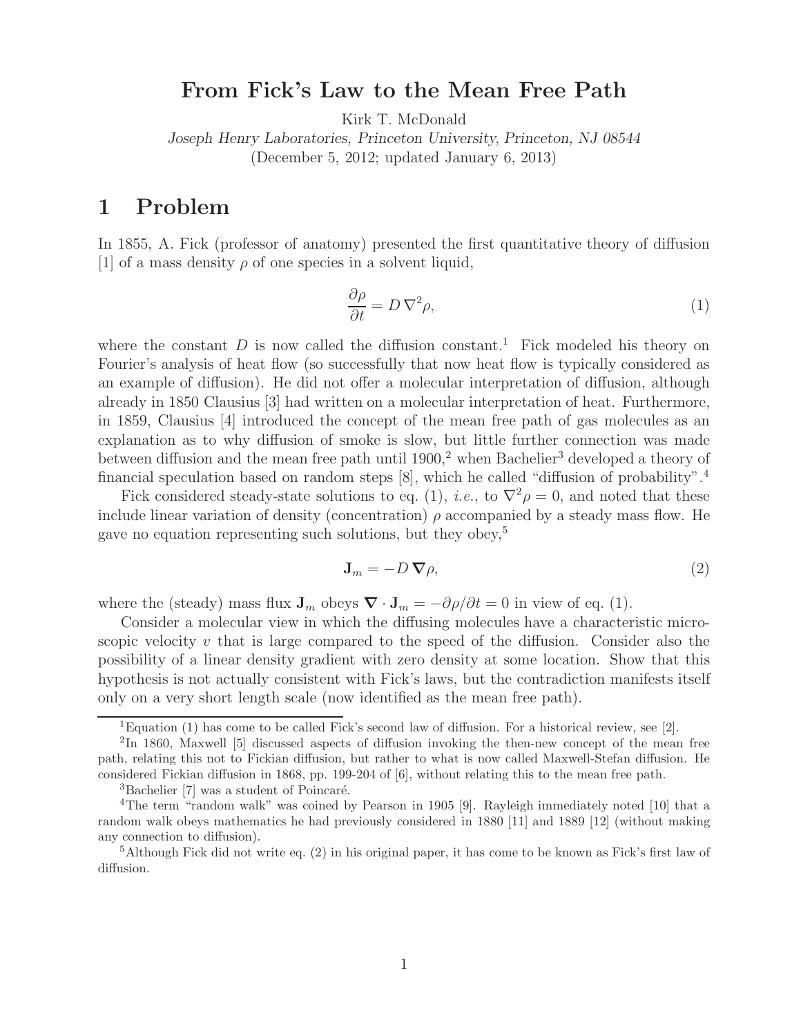# From Fick's Law to the Mean Free Path

Kirk T. McDonald

*Joseph Henry Laboratories, Princeton University, Princeton, NJ 08544*

(December 5, 2012; updated January 6, 2013)

## 1 Problem

In 1855, A. Fick (professor of anatomy) presented the first quantitative theory of diffusion [1] of a mass density $\rho$ of one species in a solvent liquid,

$$\frac{\partial \rho}{\partial t} = D\,\nabla^2 \rho, \tag{1}$$

where the constant $D$ is now called the diffusion constant.[1] Fick modeled his theory on Fourier's analysis of heat flow (so successfully that now heat flow is typically considered as an example of diffusion). He did not offer a molecular interpretation of diffusion, although already in 1850 Clausius [3] had written on a molecular interpretation of heat. Furthermore, in 1859, Clausius [4] introduced the concept of the mean free path of gas molecules as an explanation as to why diffusion of smoke is slow, but little further connection was made between diffusion and the mean free path until 1900,[2] when Bachelier[3] developed a theory of financial speculation based on random steps [8], which he called "diffusion of probability".[4]

Fick considered steady-state solutions to eq. (1), *i.e.*, to $\nabla^2\rho = 0$, and noted that these include linear variation of density (concentration) $\rho$ accompanied by a steady mass flow. He gave no equation representing such solutions, but they obey,[5]

$$\mathbf{J}_m = -D\,\boldsymbol{\nabla}\rho, \tag{2}$$

where the (steady) mass flux $\mathbf{J}_m$ obeys $\boldsymbol{\nabla}\cdot\mathbf{J}_m = -\partial\rho/\partial t = 0$ in view of eq. (1).

Consider a molecular view in which the diffusing molecules have a characteristic microscopic velocity $v$ that is large compared to the speed of the diffusion. Consider also the possibility of a linear density gradient with zero density at some location. Show that this hypothesis is not actually consistent with Fick's laws, but the contradiction manifests itself only on a very short length scale (now identified as the mean free path).

---

[1] Equation (1) has come to be called Fick's second law of diffusion. For a historical review, see [2].

[2] In 1860, Maxwell [5] discussed aspects of diffusion invoking the then-new concept of the mean free path, relating this not to Fickian diffusion, but rather to what is now called Maxwell-Stefan diffusion. He considered Fickian diffusion in 1868, pp. 199-204 of [6], without relating this to the mean free path.

[3] Bachelier [7] was a student of Poincaré.

[4] The term "random walk" was coined by Pearson in 1905 [9]. Rayleigh immediately noted [10] that a random walk obeys mathematics he had previously considered in 1880 [11] and 1889 [12] (without making any connection to diffusion).

[5] Although Fick did not write eq. (2) in his original paper, it has come to be known as Fick's first law of diffusion.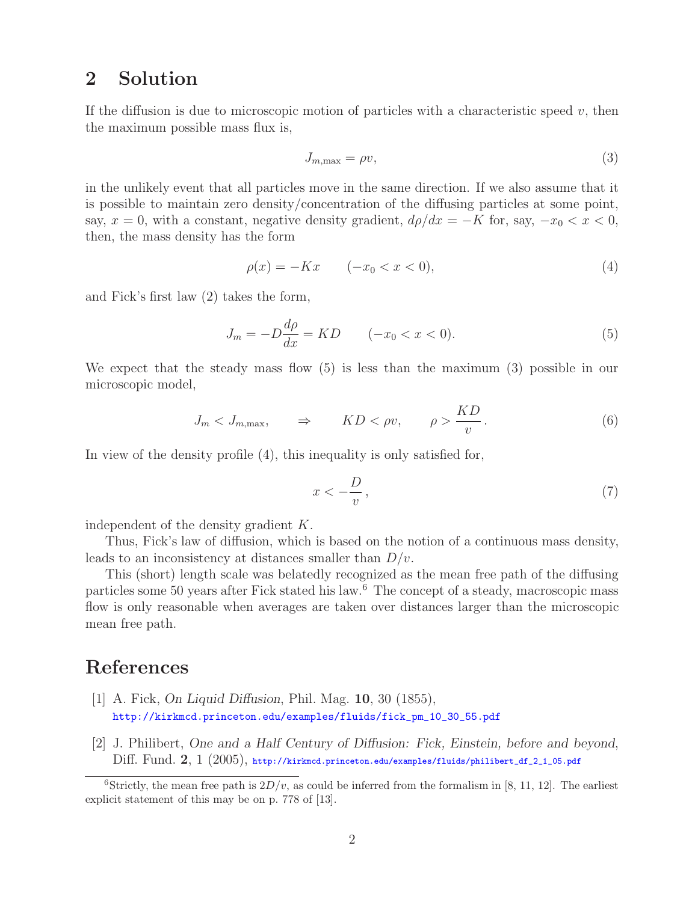## 2 Solution

If the diffusion is due to microscopic motion of particles with a characteristic speed $v$, then the maximum possible mass flux is,

$$J_{m,\max} = \rho v, \tag{3}$$

in the unlikely event that all particles move in the same direction. If we also assume that it is possible to maintain zero density/concentration of the diffusing particles at some point, say, $x = 0$, with a constant, negative density gradient, $d\rho/dx = -K$ for, say, $-x_0 < x < 0$, then, the mass density has the form

$$\rho(x) = -Kx \qquad (-x_0 < x < 0), \tag{4}$$

and Fick's first law (2) takes the form,

$$J_m = -D\frac{d\rho}{dx} = KD \qquad (-x_0 < x < 0). \tag{5}$$

We expect that the steady mass flow (5) is less than the maximum (3) possible in our microscopic model,

$$J_m < J_{m,\max}, \qquad \Rightarrow \qquad KD < \rho v, \qquad \rho > \frac{KD}{v}. \tag{6}$$

In view of the density profile (4), this inequality is only satisfied for,

$$x < -\frac{D}{v}, \tag{7}$$

independent of the density gradient $K$.

Thus, Fick's law of diffusion, which is based on the notion of a continuous mass density, leads to an inconsistency at distances smaller than $D/v$.

This (short) length scale was belatedly recognized as the mean free path of the diffusing particles some 50 years after Fick stated his law.[6] The concept of a steady, macroscopic mass flow is only reasonable when averages are taken over distances larger than the microscopic mean free path.

# References

[1] A. Fick, *On Liquid Diffusion*, Phil. Mag. **10**, 30 (1855), http://kirkmcd.princeton.edu/examples/fluids/fick_pm_10_30_55.pdf

[2] J. Philibert, *One and a Half Century of Diffusion: Fick, Einstein, before and beyond*, Diff. Fund. **2**, 1 (2005), http://kirkmcd.princeton.edu/examples/fluids/philibert_df_2_1_05.pdf

[6] Strictly, the mean free path is $2D/v$, as could be inferred from the formalism in [8, 11, 12]. The earliest explicit statement of this may be on p. 778 of [13].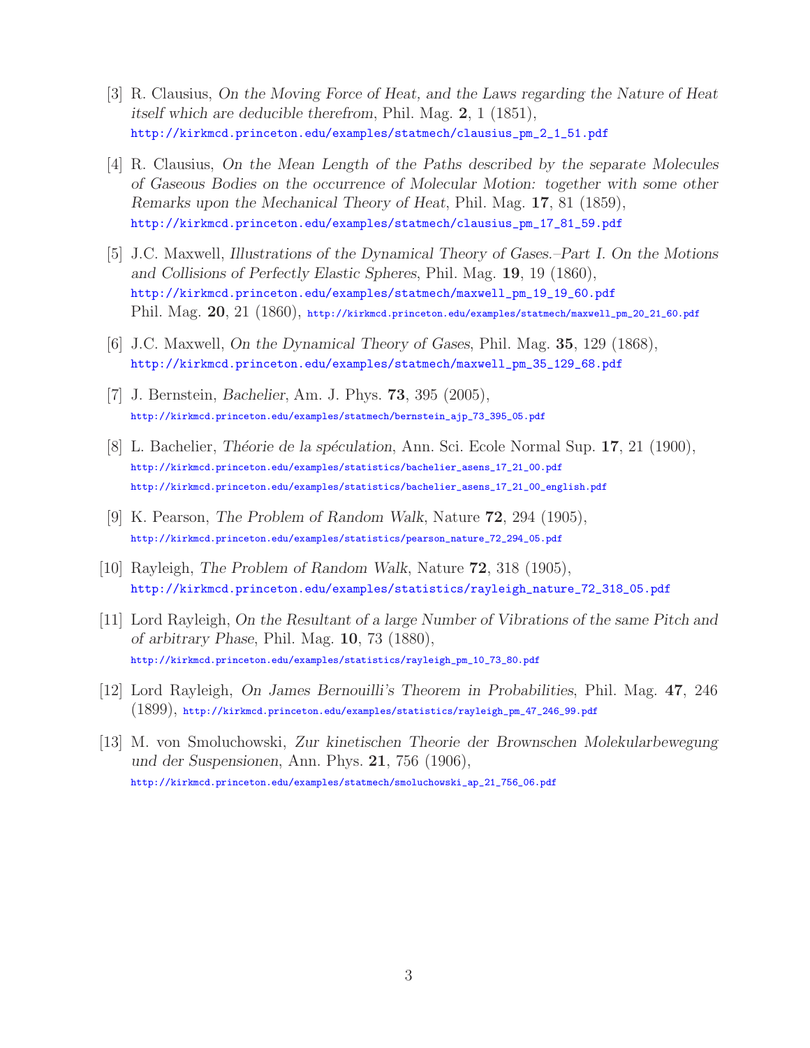[3] R. Clausius, *On the Moving Force of Heat, and the Laws regarding the Nature of Heat itself which are deducible therefrom*, Phil. Mag. **2**, 1 (1851),
http://kirkmcd.princeton.edu/examples/statmech/clausius_pm_2_1_51.pdf

[4] R. Clausius, *On the Mean Length of the Paths described by the separate Molecules of Gaseous Bodies on the occurrence of Molecular Motion: together with some other Remarks upon the Mechanical Theory of Heat*, Phil. Mag. **17**, 81 (1859),
http://kirkmcd.princeton.edu/examples/statmech/clausius_pm_17_81_59.pdf

[5] J.C. Maxwell, *Illustrations of the Dynamical Theory of Gases.–Part I. On the Motions and Collisions of Perfectly Elastic Spheres*, Phil. Mag. **19**, 19 (1860),
http://kirkmcd.princeton.edu/examples/statmech/maxwell_pm_19_19_60.pdf
Phil. Mag. **20**, 21 (1860), http://kirkmcd.princeton.edu/examples/statmech/maxwell_pm_20_21_60.pdf

[6] J.C. Maxwell, *On the Dynamical Theory of Gases*, Phil. Mag. **35**, 129 (1868),
http://kirkmcd.princeton.edu/examples/statmech/maxwell_pm_35_129_68.pdf

[7] J. Bernstein, *Bachelier*, Am. J. Phys. **73**, 395 (2005),
http://kirkmcd.princeton.edu/examples/statmech/bernstein_ajp_73_395_05.pdf

[8] L. Bachelier, *Théorie de la spéculation*, Ann. Sci. Ecole Normal Sup. **17**, 21 (1900),
http://kirkmcd.princeton.edu/examples/statistics/bachelier_asens_17_21_00.pdf
http://kirkmcd.princeton.edu/examples/statistics/bachelier_asens_17_21_00_english.pdf

[9] K. Pearson, *The Problem of Random Walk*, Nature **72**, 294 (1905),
http://kirkmcd.princeton.edu/examples/statistics/pearson_nature_72_294_05.pdf

[10] Rayleigh, *The Problem of Random Walk*, Nature **72**, 318 (1905),
http://kirkmcd.princeton.edu/examples/statistics/rayleigh_nature_72_318_05.pdf

[11] Lord Rayleigh, *On the Resultant of a large Number of Vibrations of the same Pitch and of arbitrary Phase*, Phil. Mag. **10**, 73 (1880),
http://kirkmcd.princeton.edu/examples/statistics/rayleigh_pm_10_73_80.pdf

[12] Lord Rayleigh, *On James Bernouilli's Theorem in Probabilities*, Phil. Mag. **47**, 246 (1899), http://kirkmcd.princeton.edu/examples/statistics/rayleigh_pm_47_246_99.pdf

[13] M. von Smoluchowski, *Zur kinetischen Theorie der Brownschen Molekularbewegung und der Suspensionen*, Ann. Phys. **21**, 756 (1906),
http://kirkmcd.princeton.edu/examples/statmech/smoluchowski_ap_21_756_06.pdf